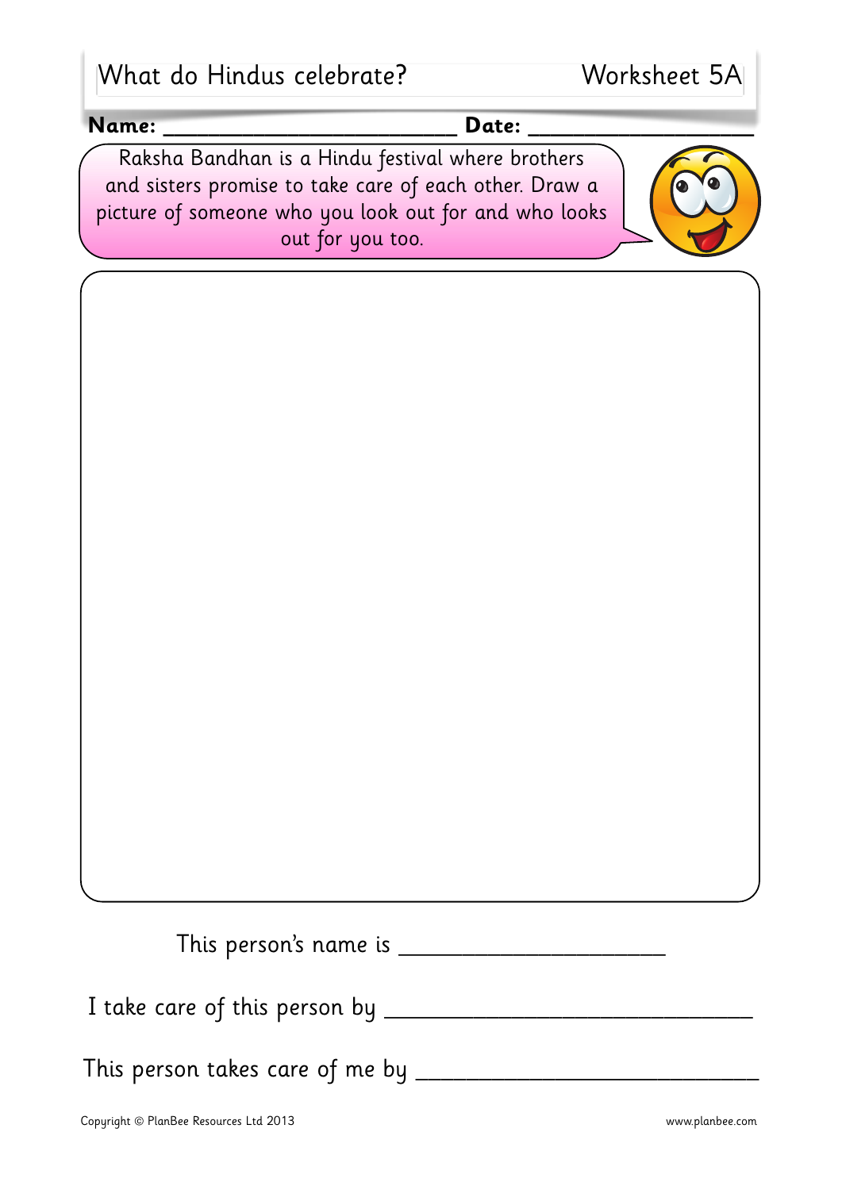# What do Hindus celebrate?

Worksheet 5A

**Name:** ________________________ **Date:** ____________________

Raksha Bandhan is a Hindu festival where brothers and sisters promise to take care of each other. Draw a picture of someone who you look out for and who looks out for you too.

This person's name is ______________________

I take care of this person by ______________________________

This person takes care of me by ____________________________

Copyright © PlanBee Resources Ltd 2013

www.planbee.com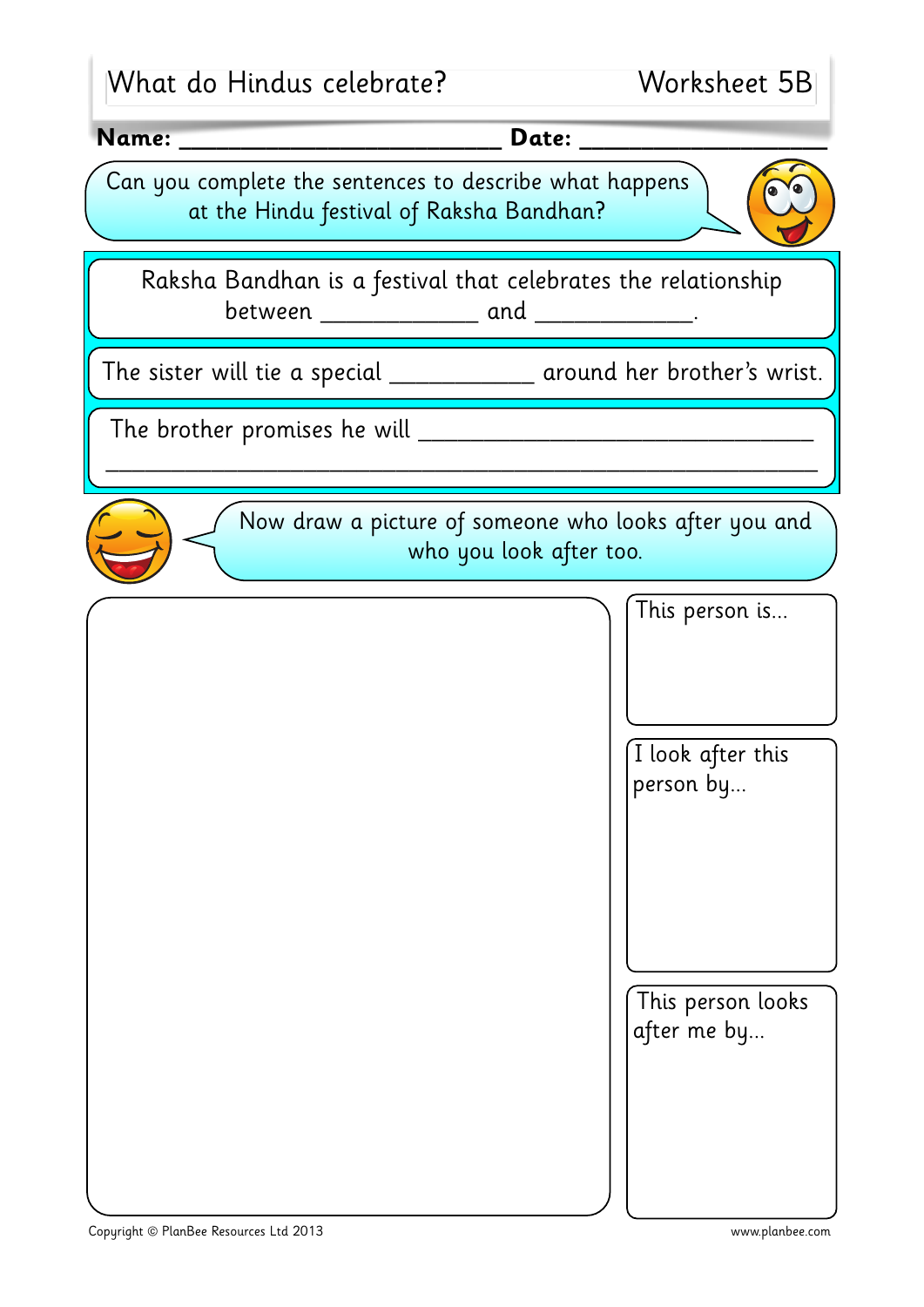# What do Hindus celebrate? Worksheet 5B

**Name:** ________________________ **Date:** ____________________

Can you complete the sentences to describe what happens at the Hindu festival of Raksha Bandhan?

Raksha Bandhan is a festival that celebrates the relationship between ____________ and ____________.

The sister will tie a special ___________ around her brother's wrist.

The brother promises he will ______________________________

______________________________________________________

Now draw a picture of someone who looks after you and who you look after too.

This person is...

I look after this person by...

This person looks after me by...

Copyright © PlanBee Resources Ltd 2013 www.planbee.com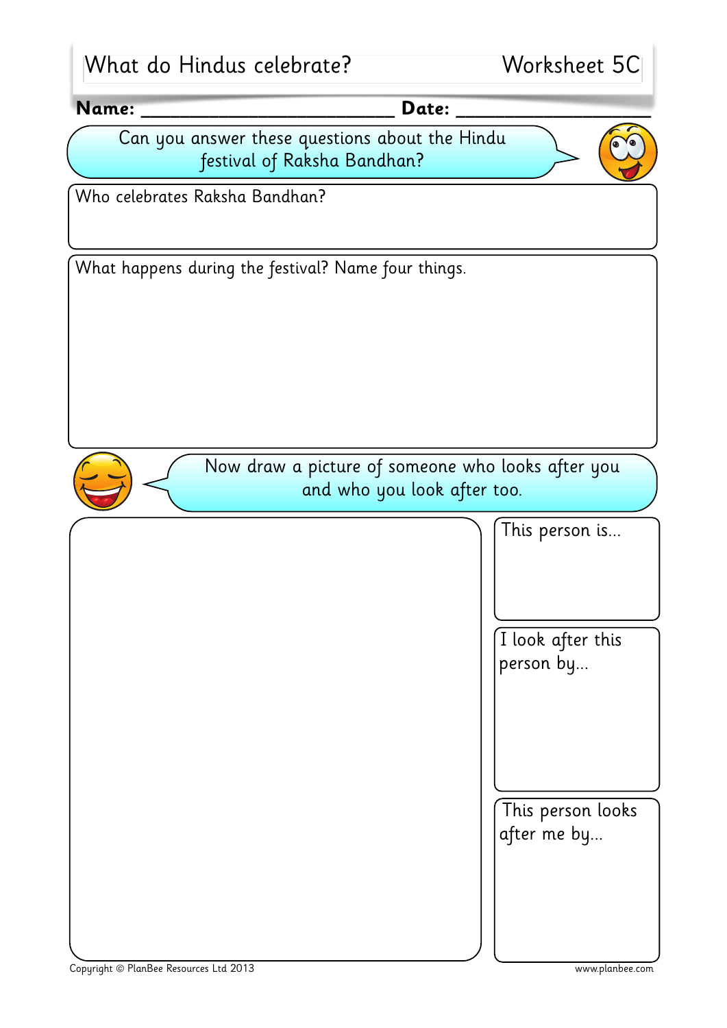# What do Hindus celebrate? Worksheet 5C

**Name:** ________________________ **Date:** ____________________

Can you answer these questions about the Hindu festival of Raksha Bandhan?

Who celebrates Raksha Bandhan?

What happens during the festival? Name four things.

Now draw a picture of someone who looks after you and who you look after too.

This person is...

I look after this person by...

This person looks after me by...

Copyright © PlanBee Resources Ltd 2013 www.planbee.com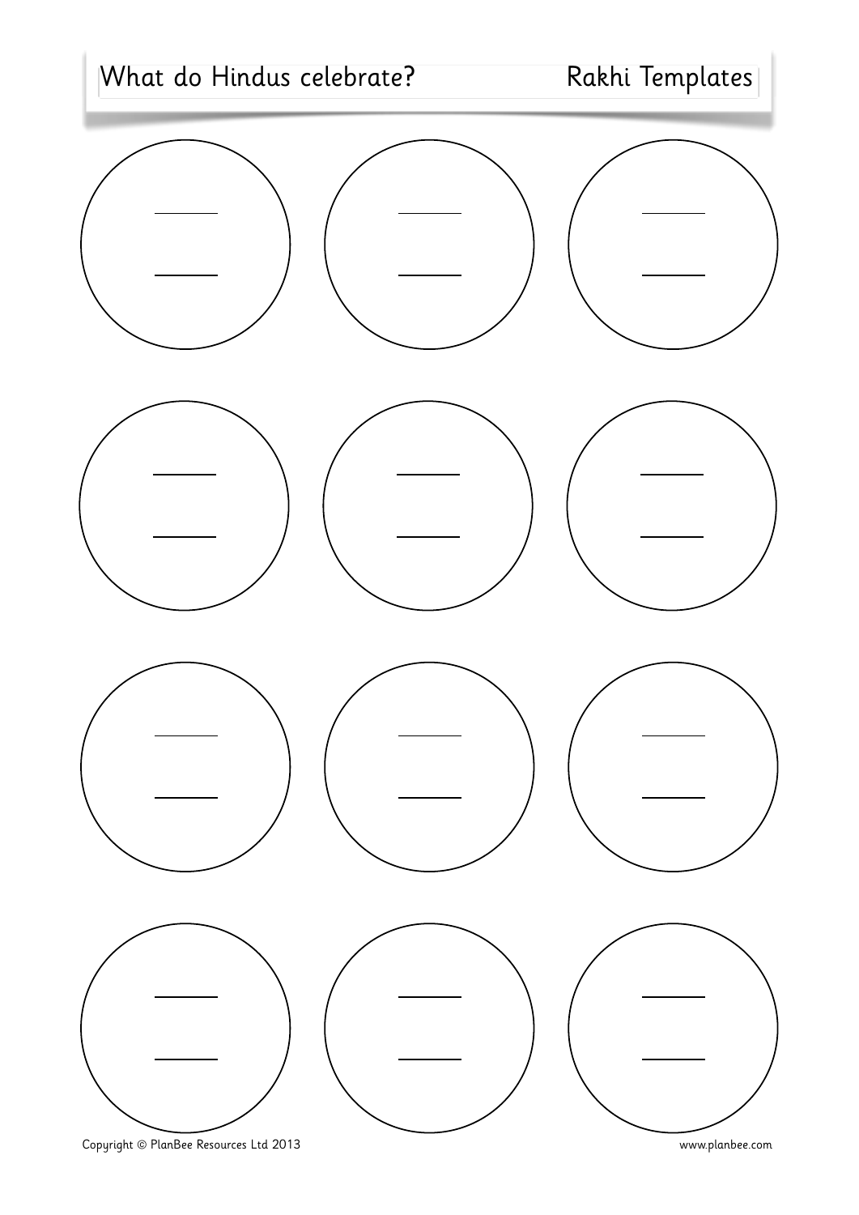What do Hindus celebrate? Rakhi Templates